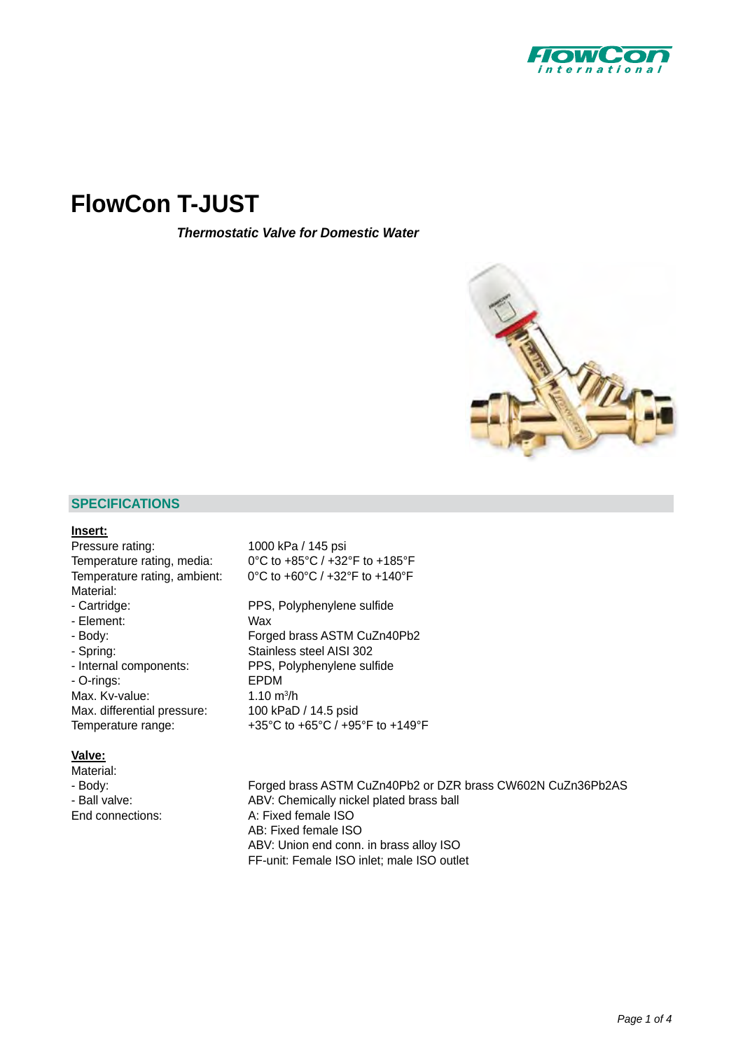# FlowCon T-JUST

***Thermostatic Valve for Domestic Water***

## SPECIFICATIONS

**Insert:**

| | |
|---|---|
| Pressure rating: | 1000 kPa / 145 psi |
| Temperature rating, media: | 0°C to +85°C / +32°F to +185°F |
| Temperature rating, ambient: | 0°C to +60°C / +32°F to +140°F |
| Material: | |
| - Cartridge: | PPS, Polyphenylene sulfide |
| - Element: | Wax |
| - Body: | Forged brass ASTM CuZn40Pb2 |
| - Spring: | Stainless steel AISI 302 |
| - Internal components: | PPS, Polyphenylene sulfide |
| - O-rings: | EPDM |
| Max. Kv-value: | 1.10 $m^3$/h |
| Max. differential pressure: | 100 kPaD / 14.5 psid |
| Temperature range: | +35°C to +65°C / +95°F to +149°F |

**Valve:**

| | |
|---|---|
| Material: | |
| - Body: | Forged brass ASTM CuZn40Pb2 or DZR brass CW602N CuZn36Pb2AS |
| - Ball valve: | ABV: Chemically nickel plated brass ball |
| End connections: | A: Fixed female ISO<br>AB: Fixed female ISO<br>ABV: Union end conn. in brass alloy ISO<br>FF-unit: Female ISO inlet; male ISO outlet |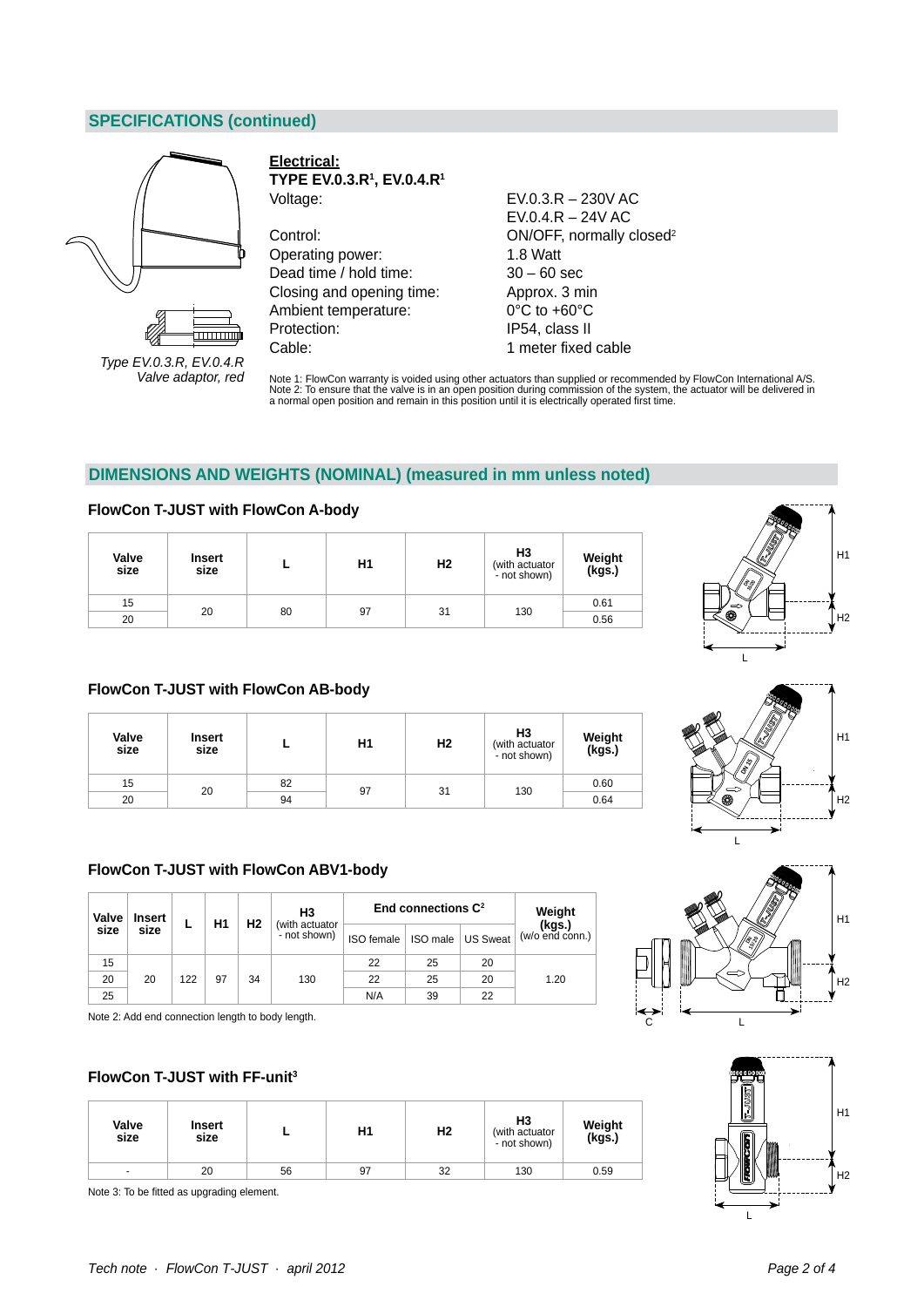## SPECIFICATIONS (continued)

*Type EV.0.3.R, EV.0.4.R*
*Valve adaptor, red*

**Electrical:**

**TYPE EV.0.3.R[1], EV.0.4.R[1]**

| | |
|---|---|
| Voltage: | EV.0.3.R – 230V AC<br>EV.0.4.R – 24V AC |
| Control: | ON/OFF, normally closed[2] |
| Operating power: | 1.8 Watt |
| Dead time / hold time: | 30 – 60 sec |
| Closing and opening time: | Approx. 3 min |
| Ambient temperature: | 0°C to +60°C |
| Protection: | IP54, class II |
| Cable: | 1 meter fixed cable |

Note 1: FlowCon warranty is voided using other actuators than supplied or recommended by FlowCon International A/S.
Note 2: To ensure that the valve is in an open position during commission of the system, the actuator will be delivered in a normal open position and remain in this position until it is electrically operated first time.

## DIMENSIONS AND WEIGHTS (NOMINAL) (measured in mm unless noted)

### FlowCon T-JUST with FlowCon A-body

| Valve size | Insert size | L | H1 | H2 | H3 (with actuator - not shown) | Weight (kgs.) |
|---|---|---|---|---|---|---|
| 15 | 20 | 80 | 97 | 31 | 130 | 0.61 |
| 20 | | | | | | 0.56 |

### FlowCon T-JUST with FlowCon AB-body

| Valve size | Insert size | L | H1 | H2 | H3 (with actuator - not shown) | Weight (kgs.) |
|---|---|---|---|---|---|---|
| 15 | 20 | 82 | 97 | 31 | 130 | 0.60 |
| 20 | | 94 | | | | 0.64 |

### FlowCon T-JUST with FlowCon ABV1-body

| Valve size | Insert size | L | H1 | H2 | H3 (with actuator - not shown) | End connections C[2] | | | Weight (kgs.) (w/o end conn.) |
|---|---|---|---|---|---|---|---|---|---|
| | | | | | | ISO female | ISO male | US Sweat | |
| 15 | 20 | 122 | 97 | 34 | 130 | 22 | 25 | 20 | 1.20 |
| 20 | | | | | | 22 | 25 | 20 | |
| 25 | | | | | | N/A | 39 | 22 | |

Note 2: Add end connection length to body length.

### FlowCon T-JUST with FF-unit[3]

| Valve size | Insert size | L | H1 | H2 | H3 (with actuator - not shown) | Weight (kgs.) |
|---|---|---|---|---|---|---|
| - | 20 | 56 | 97 | 32 | 130 | 0.59 |

Note 3: To be fitted as upgrading element.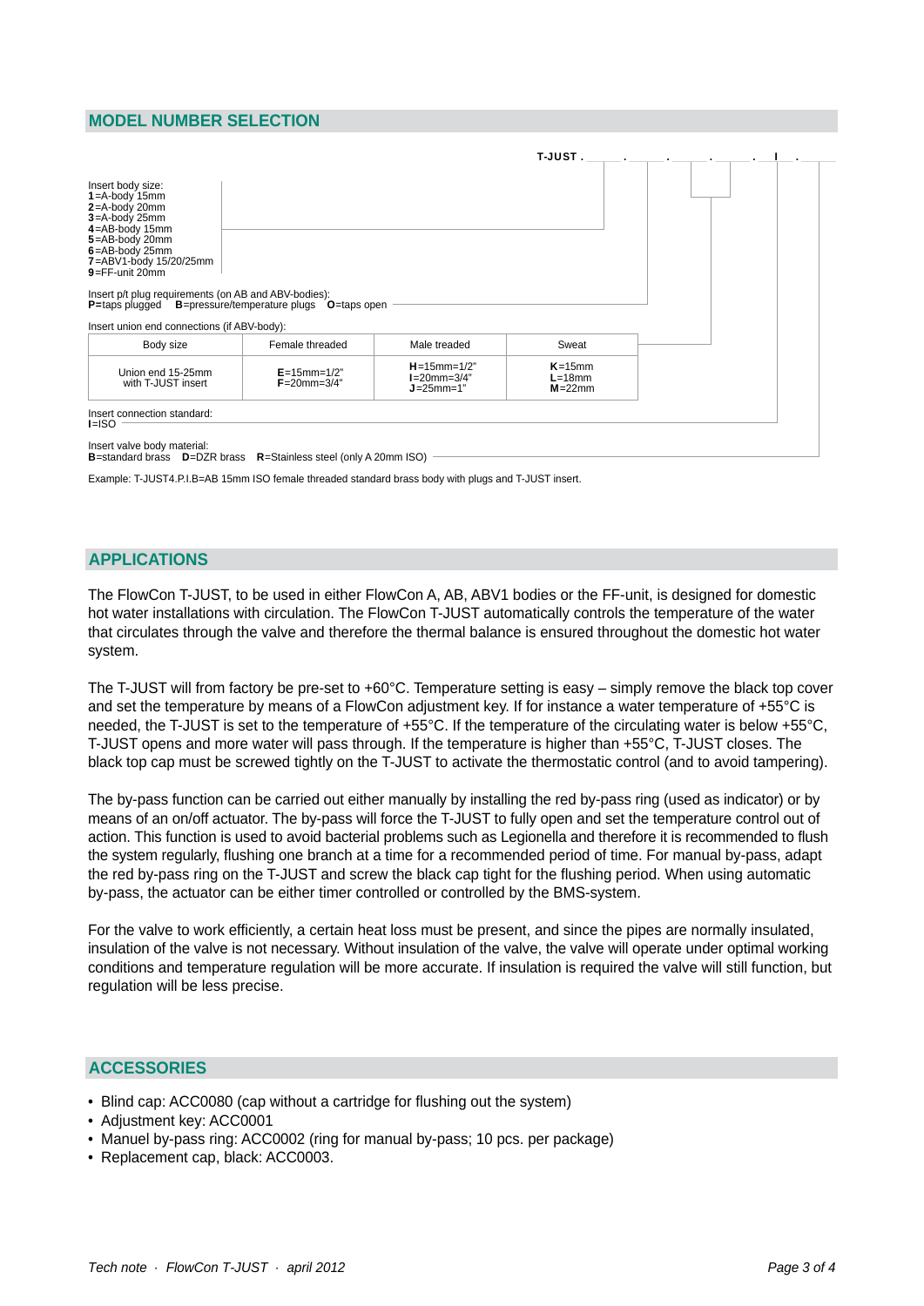## MODEL NUMBER SELECTION

T-JUST . ___ . ___ . ___ . ___ . I . ___

Insert body size:
**1**=A-body 15mm
**2**=A-body 20mm
**3**=A-body 25mm
**4**=AB-body 15mm
**5**=AB-body 20mm
**6**=AB-body 25mm
**7**=ABV1-body 15/20/25mm
**9**=FF-unit 20mm

Insert p/t plug requirements (on AB and ABV-bodies):
**P**=taps plugged **B**=pressure/temperature plugs **O**=taps open

Insert union end connections (if ABV-body):

| Body size | Female threaded | Male treaded | Sweat |
|---|---|---|---|
| Union end 15-25mm with T-JUST insert | **E**=15mm=1/2" **F**=20mm=3/4" | **H**=15mm=1/2" **I**=20mm=3/4" **J**=25mm=1" | **K**=15mm **L**=18mm **M**=22mm |

Insert connection standard:
**I**=ISO

Insert valve body material:
**B**=standard brass **D**=DZR brass **R**=Stainless steel (only A 20mm ISO)

Example: T-JUST4.P.I.B=AB 15mm ISO female threaded standard brass body with plugs and T-JUST insert.

## APPLICATIONS

The FlowCon T-JUST, to be used in either FlowCon A, AB, ABV1 bodies or the FF-unit, is designed for domestic hot water installations with circulation. The FlowCon T-JUST automatically controls the temperature of the water that circulates through the valve and therefore the thermal balance is ensured throughout the domestic hot water system.

The T-JUST will from factory be pre-set to +60°C. Temperature setting is easy – simply remove the black top cover and set the temperature by means of a FlowCon adjustment key. If for instance a water temperature of +55°C is needed, the T-JUST is set to the temperature of +55°C. If the temperature of the circulating water is below +55°C, T-JUST opens and more water will pass through. If the temperature is higher than +55°C, T-JUST closes. The black top cap must be screwed tightly on the T-JUST to activate the thermostatic control (and to avoid tampering).

The by-pass function can be carried out either manually by installing the red by-pass ring (used as indicator) or by means of an on/off actuator. The by-pass will force the T-JUST to fully open and set the temperature control out of action. This function is used to avoid bacterial problems such as Legionella and therefore it is recommended to flush the system regularly, flushing one branch at a time for a recommended period of time. For manual by-pass, adapt the red by-pass ring on the T-JUST and screw the black cap tight for the flushing period. When using automatic by-pass, the actuator can be either timer controlled or controlled by the BMS-system.

For the valve to work efficiently, a certain heat loss must be present, and since the pipes are normally insulated, insulation of the valve is not necessary. Without insulation of the valve, the valve will operate under optimal working conditions and temperature regulation will be more accurate. If insulation is required the valve will still function, but regulation will be less precise.

## ACCESSORIES

- Blind cap: ACC0080 (cap without a cartridge for flushing out the system)
- Adjustment key: ACC0001
- Manuel by-pass ring: ACC0002 (ring for manual by-pass; 10 pcs. per package)
- Replacement cap, black: ACC0003.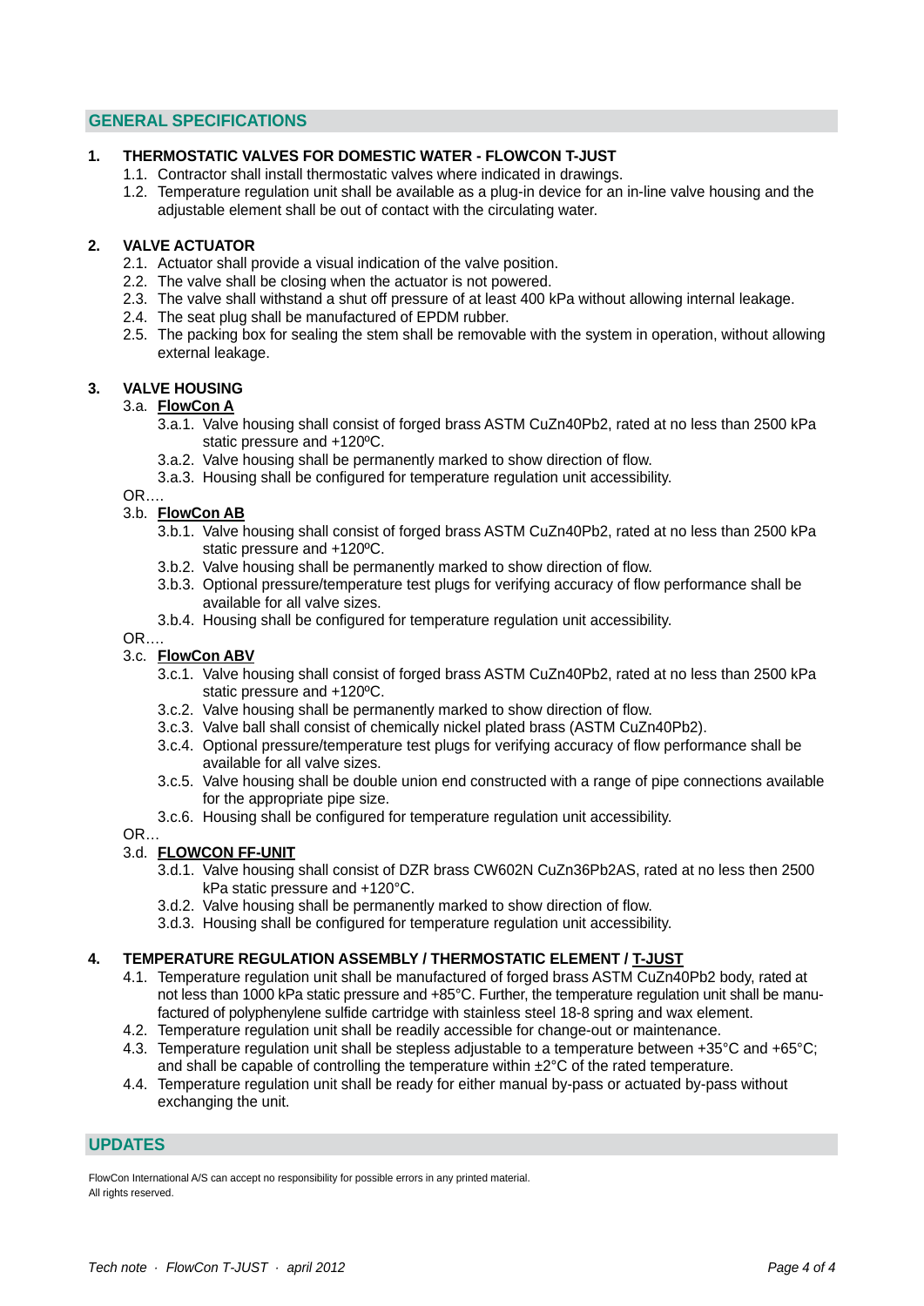## GENERAL SPECIFICATIONS

### 1. THERMOSTATIC VALVES FOR DOMESTIC WATER - FLOWCON T-JUST

1.1. Contractor shall install thermostatic valves where indicated in drawings.

1.2. Temperature regulation unit shall be available as a plug-in device for an in-line valve housing and the adjustable element shall be out of contact with the circulating water.

### 2. VALVE ACTUATOR

2.1. Actuator shall provide a visual indication of the valve position.

2.2. The valve shall be closing when the actuator is not powered.

2.3. The valve shall withstand a shut off pressure of at least 400 kPa without allowing internal leakage.

2.4. The seat plug shall be manufactured of EPDM rubber.

2.5. The packing box for sealing the stem shall be removable with the system in operation, without allowing external leakage.

### 3. VALVE HOUSING

3.a. **FlowCon A**

3.a.1. Valve housing shall consist of forged brass ASTM CuZn40Pb2, rated at no less than 2500 kPa static pressure and +120ºC.

3.a.2. Valve housing shall be permanently marked to show direction of flow.

3.a.3. Housing shall be configured for temperature regulation unit accessibility.

OR….

3.b. **FlowCon AB**

3.b.1. Valve housing shall consist of forged brass ASTM CuZn40Pb2, rated at no less than 2500 kPa static pressure and +120ºC.

3.b.2. Valve housing shall be permanently marked to show direction of flow.

3.b.3. Optional pressure/temperature test plugs for verifying accuracy of flow performance shall be available for all valve sizes.

3.b.4. Housing shall be configured for temperature regulation unit accessibility.

OR….

3.c. **FlowCon ABV**

3.c.1. Valve housing shall consist of forged brass ASTM CuZn40Pb2, rated at no less than 2500 kPa static pressure and +120ºC.

3.c.2. Valve housing shall be permanently marked to show direction of flow.

3.c.3. Valve ball shall consist of chemically nickel plated brass (ASTM CuZn40Pb2).

3.c.4. Optional pressure/temperature test plugs for verifying accuracy of flow performance shall be available for all valve sizes.

3.c.5. Valve housing shall be double union end constructed with a range of pipe connections available for the appropriate pipe size.

3.c.6. Housing shall be configured for temperature regulation unit accessibility.

OR…

3.d. **FLOWCON FF-UNIT**

3.d.1. Valve housing shall consist of DZR brass CW602N CuZn36Pb2AS, rated at no less then 2500 kPa static pressure and +120°C.

3.d.2. Valve housing shall be permanently marked to show direction of flow.

3.d.3. Housing shall be configured for temperature regulation unit accessibility.

### 4. TEMPERATURE REGULATION ASSEMBLY / THERMOSTATIC ELEMENT / T-JUST

4.1. Temperature regulation unit shall be manufactured of forged brass ASTM CuZn40Pb2 body, rated at not less than 1000 kPa static pressure and +85°C. Further, the temperature regulation unit shall be manufactured of polyphenylene sulfide cartridge with stainless steel 18-8 spring and wax element.

4.2. Temperature regulation unit shall be readily accessible for change-out or maintenance.

4.3. Temperature regulation unit shall be stepless adjustable to a temperature between +35°C and +65°C; and shall be capable of controlling the temperature within ±2°C of the rated temperature.

4.4. Temperature regulation unit shall be ready for either manual by-pass or actuated by-pass without exchanging the unit.

## UPDATES

FlowCon International A/S can accept no responsibility for possible errors in any printed material.
All rights reserved.